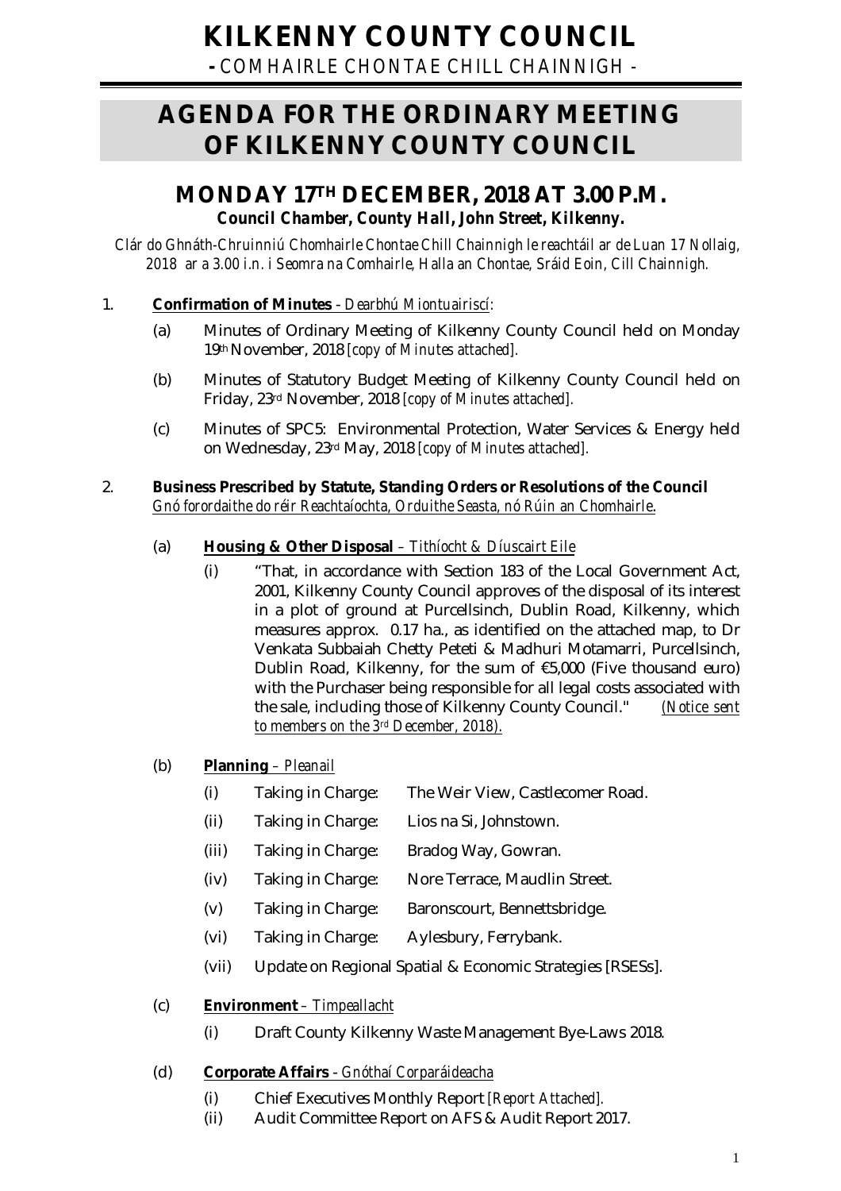# KILKENNY COUNTY COUNCIL

**-** *COMHAIRLE CHONTAE CHILL CHAINNIGH -*

# AGENDA FOR THE ORDINARY MEETING OF KILKENNY COUNTY COUNCIL

## MONDAY 17TH DECEMBER, 2018 AT 3.00 P.M.

***Council Chamber, County Hall, John Street, Kilkenny.***

*Clár do Ghnáth-Chruinniú Chomhairle Chontae Chill Chainnigh le reachtáil ar de Luan 17 Nollaig, 2018 ar a 3.00 i.n. i Seomra na Comhairle, Halla an Chontae, Sráid Eoin, Cill Chainnigh.*

1. **Confirmation of Minutes** - *Dearbhú Miontuairiscí:*
   - (a) Minutes of Ordinary Meeting of Kilkenny County Council held on Monday 19th November, 2018 *[copy of Minutes attached].*
   - (b) Minutes of Statutory Budget Meeting of Kilkenny County Council held on Friday, 23rd November, 2018 *[copy of Minutes attached].*
   - (c) Minutes of SPC5: Environmental Protection, Water Services & Energy held on Wednesday, 23rd May, 2018 *[copy of Minutes attached].*

2. **Business Prescribed by Statute, Standing Orders or Resolutions of the Council**
   *Gnó forordaithe do réir Reachtaíochta, Orduithe Seasta, nó Rúin an Chomhairle.*

   - (a) **Housing & Other Disposal** – *Tithíocht & Díuscairt Eile*
     - (i) "That, in accordance with Section 183 of the Local Government Act, 2001, Kilkenny County Council approves of the disposal of its interest in a plot of ground at Purcellsinch, Dublin Road, Kilkenny, which measures approx. 0.17 ha., as identified on the attached map, to Dr Venkata Subbaiah Chetty Peteti & Madhuri Motamarri, Purcellsinch, Dublin Road, Kilkenny, for the sum of €5,000 (Five thousand euro) with the Purchaser being responsible for all legal costs associated with the sale, including those of Kilkenny County Council." *(Notice sent to members on the 3rd December, 2018).*

   - (b) **Planning** – *Pleanail*
     - (i) Taking in Charge: The Weir View, Castlecomer Road.
     - (ii) Taking in Charge: Lios na Si, Johnstown.
     - (iii) Taking in Charge: Bradog Way, Gowran.
     - (iv) Taking in Charge: Nore Terrace, Maudlin Street.
     - (v) Taking in Charge: Baronscourt, Bennettsbridge.
     - (vi) Taking in Charge: Aylesbury, Ferrybank.
     - (vii) Update on Regional Spatial & Economic Strategies [RSESs].

   - (c) **Environment** – *Timpeallacht*
     - (i) Draft County Kilkenny Waste Management Bye-Laws 2018.

   - (d) **Corporate Affairs** - *Gnóthaí Corparáideacha*
     - (i) Chief Executives Monthly Report *[Report Attached].*
     - (ii) Audit Committee Report on AFS & Audit Report 2017.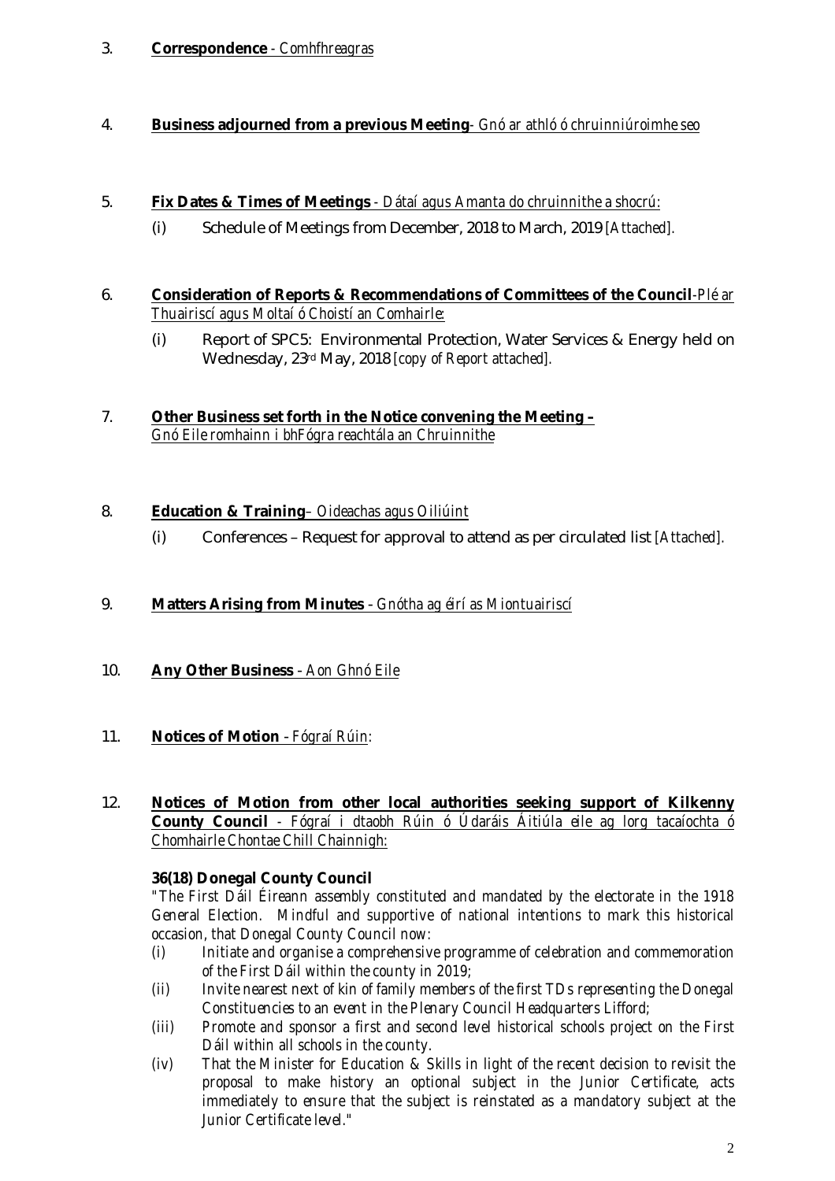3. **Correspondence** - *Comhfhreagras*

4. **Business adjourned from a previous Meeting**- *Gnó ar athló ó chruinniú roimhe seo*

5. **Fix Dates & Times of Meetings** - *Dátaí agus Amanta do chruinnithe a shocrú:*
   (i) Schedule of Meetings from December, 2018 to March, 2019 *[Attached].*

6. **Consideration of Reports & Recommendations of Committees of the Council**-*Plé ar Thuairiscí agus Moltaí ó Choistí an Comhairle:*
   (i) Report of SPC5: Environmental Protection, Water Services & Energy held on Wednesday, 23rd May, 2018 *[copy of Report attached].*

7. **Other Business set forth in the Notice convening the Meeting –** *Gnó Eile romhainn i bhFógra reachtála an Chruinnithe*

8. **Education & Training**– *Oideachas agus Oiliúint*
   (i) Conferences – Request for approval to attend as per circulated list *[Attached].*

9. **Matters Arising from Minutes** - *Gnótha ag éirí as Miontuairiscí*

10. **Any Other Business** - *Aon Ghnó Eile*

11. **Notices of Motion** - *Fógraí Rúin:*

12. **Notices of Motion from other local authorities seeking support of Kilkenny County Council** - *Fógraí i dtaobh Rúin ó Údaráis Áitiúla eile ag lorg tacaíochta ó Chomhairle Chontae Chill Chainnigh:*

**36(18) Donegal County Council**

*"The First Dáil Éireann assembly constituted and mandated by the electorate in the 1918 General Election. Mindful and supportive of national intentions to mark this historical occasion, that Donegal County Council now:*

*(i) Initiate and organise a comprehensive programme of celebration and commemoration of the First Dáil within the county in 2019;*

*(ii) Invite nearest next of kin of family members of the first TDs representing the Donegal Constituencies to an event in the Plenary Council Headquarters Lifford;*

*(iii) Promote and sponsor a first and second level historical schools project on the First Dáil within all schools in the county.*

*(iv) That the Minister for Education & Skills in light of the recent decision to revisit the proposal to make history an optional subject in the Junior Certificate, acts immediately to ensure that the subject is reinstated as a mandatory subject at the Junior Certificate level."*